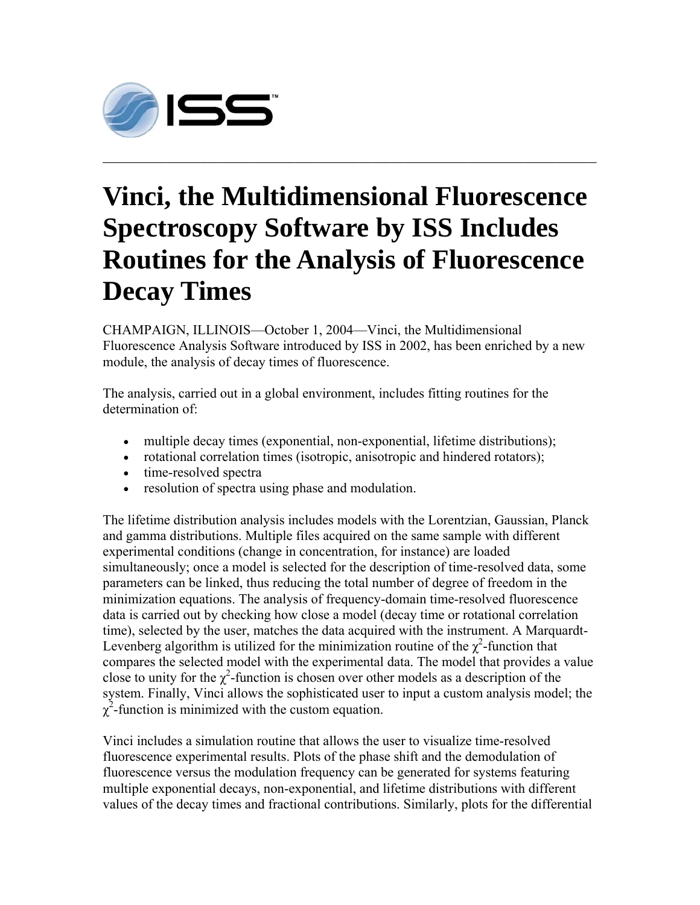# Vinci, the Multidimensional Fluorescence Spectroscopy Software by ISS Includes Routines for the Analysis of Fluorescence Decay Times

CHAMPAIGN, ILLINOIS—October 1, 2004—Vinci, the Multidimensional Fluorescence Analysis Software introduced by ISS in 2002, has been enriched by a new module, the analysis of decay times of fluorescence.

The analysis, carried out in a global environment, includes fitting routines for the determination of:

- multiple decay times (exponential, non-exponential, lifetime distributions);
- rotational correlation times (isotropic, anisotropic and hindered rotators);
- time-resolved spectra
- resolution of spectra using phase and modulation.

The lifetime distribution analysis includes models with the Lorentzian, Gaussian, Planck and gamma distributions. Multiple files acquired on the same sample with different experimental conditions (change in concentration, for instance) are loaded simultaneously; once a model is selected for the description of time-resolved data, some parameters can be linked, thus reducing the total number of degree of freedom in the minimization equations. The analysis of frequency-domain time-resolved fluorescence data is carried out by checking how close a model (decay time or rotational correlation time), selected by the user, matches the data acquired with the instrument. A Marquardt-Levenberg algorithm is utilized for the minimization routine of the $\chi^2$-function that compares the selected model with the experimental data. The model that provides a value close to unity for the $\chi^2$-function is chosen over other models as a description of the system. Finally, Vinci allows the sophisticated user to input a custom analysis model; the $\chi^2$-function is minimized with the custom equation.

Vinci includes a simulation routine that allows the user to visualize time-resolved fluorescence experimental results. Plots of the phase shift and the demodulation of fluorescence versus the modulation frequency can be generated for systems featuring multiple exponential decays, non-exponential, and lifetime distributions with different values of the decay times and fractional contributions. Similarly, plots for the differential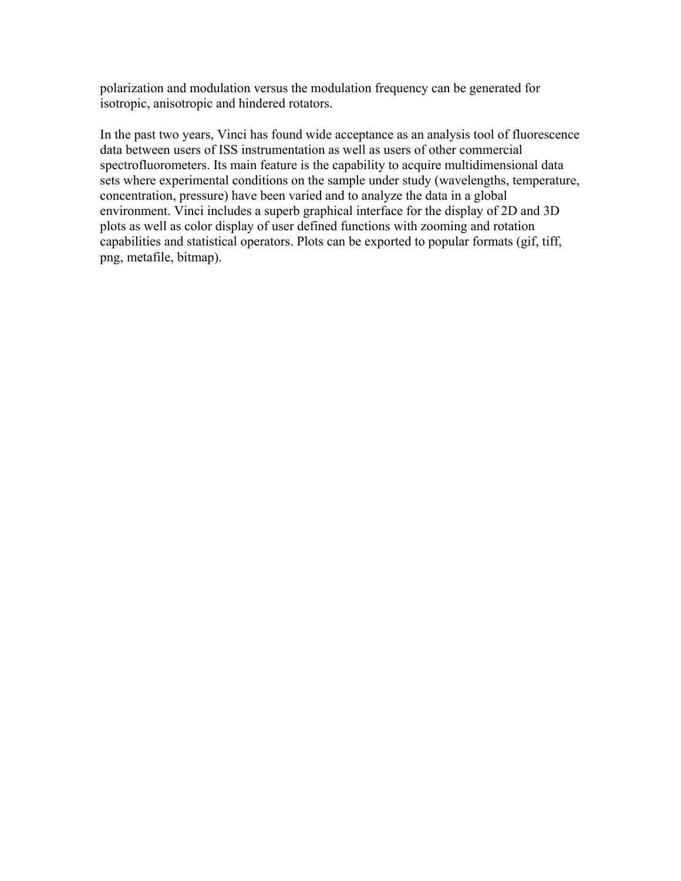polarization and modulation versus the modulation frequency can be generated for isotropic, anisotropic and hindered rotators.

In the past two years, Vinci has found wide acceptance as an analysis tool of fluorescence data between users of ISS instrumentation as well as users of other commercial spectrofluorometers. Its main feature is the capability to acquire multidimensional data sets where experimental conditions on the sample under study (wavelengths, temperature, concentration, pressure) have been varied and to analyze the data in a global environment. Vinci includes a superb graphical interface for the display of 2D and 3D plots as well as color display of user defined functions with zooming and rotation capabilities and statistical operators. Plots can be exported to popular formats (gif, tiff, png, metafile, bitmap).